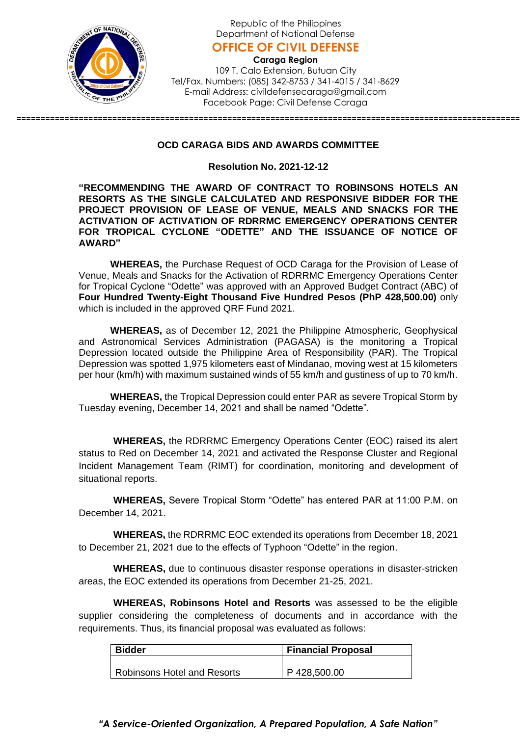Republic of the Philippines
Department of National Defense

**OFFICE OF CIVIL DEFENSE**

**Caraga Region**

109 T. Calo Extension, Butuan City
Tel/Fax. Numbers: (085) 342-8753 / 341-4015 / 341-8629
E-mail Address: civildefensecaraga@gmail.com
Facebook Page: Civil Defense Caraga

---

**OCD CARAGA BIDS AND AWARDS COMMITTEE**

**Resolution No. 2021-12-12**

**"RECOMMENDING THE AWARD OF CONTRACT TO ROBINSONS HOTELS AN RESORTS AS THE SINGLE CALCULATED AND RESPONSIVE BIDDER FOR THE PROJECT PROVISION OF LEASE OF VENUE, MEALS AND SNACKS FOR THE ACTIVATION OF ACTIVATION OF RDRRMC EMERGENCY OPERATIONS CENTER FOR TROPICAL CYCLONE "ODETTE" AND THE ISSUANCE OF NOTICE OF AWARD"**

**WHEREAS,** the Purchase Request of OCD Caraga for the Provision of Lease of Venue, Meals and Snacks for the Activation of RDRRMC Emergency Operations Center for Tropical Cyclone "Odette" was approved with an Approved Budget Contract (ABC) of **Four Hundred Twenty-Eight Thousand Five Hundred Pesos (PhP 428,500.00)** only which is included in the approved QRF Fund 2021.

**WHEREAS,** as of December 12, 2021 the Philippine Atmospheric, Geophysical and Astronomical Services Administration (PAGASA) is the monitoring a Tropical Depression located outside the Philippine Area of Responsibility (PAR). The Tropical Depression was spotted 1,975 kilometers east of Mindanao, moving west at 15 kilometers per hour (km/h) with maximum sustained winds of 55 km/h and gustiness of up to 70 km/h.

**WHEREAS,** the Tropical Depression could enter PAR as severe Tropical Storm by Tuesday evening, December 14, 2021 and shall be named "Odette".

**WHEREAS,** the RDRRMC Emergency Operations Center (EOC) raised its alert status to Red on December 14, 2021 and activated the Response Cluster and Regional Incident Management Team (RIMT) for coordination, monitoring and development of situational reports.

**WHEREAS,** Severe Tropical Storm "Odette" has entered PAR at 11:00 P.M. on December 14, 2021.

**WHEREAS,** the RDRRMC EOC extended its operations from December 18, 2021 to December 21, 2021 due to the effects of Typhoon "Odette" in the region.

**WHEREAS,** due to continuous disaster response operations in disaster-stricken areas, the EOC extended its operations from December 21-25, 2021.

**WHEREAS, Robinsons Hotel and Resorts** was assessed to be the eligible supplier considering the completeness of documents and in accordance with the requirements. Thus, its financial proposal was evaluated as follows:

| **Bidder** | **Financial Proposal** |
|---|---|
| Robinsons Hotel and Resorts | P 428,500.00 |

*"A Service-Oriented Organization, A Prepared Population, A Safe Nation"*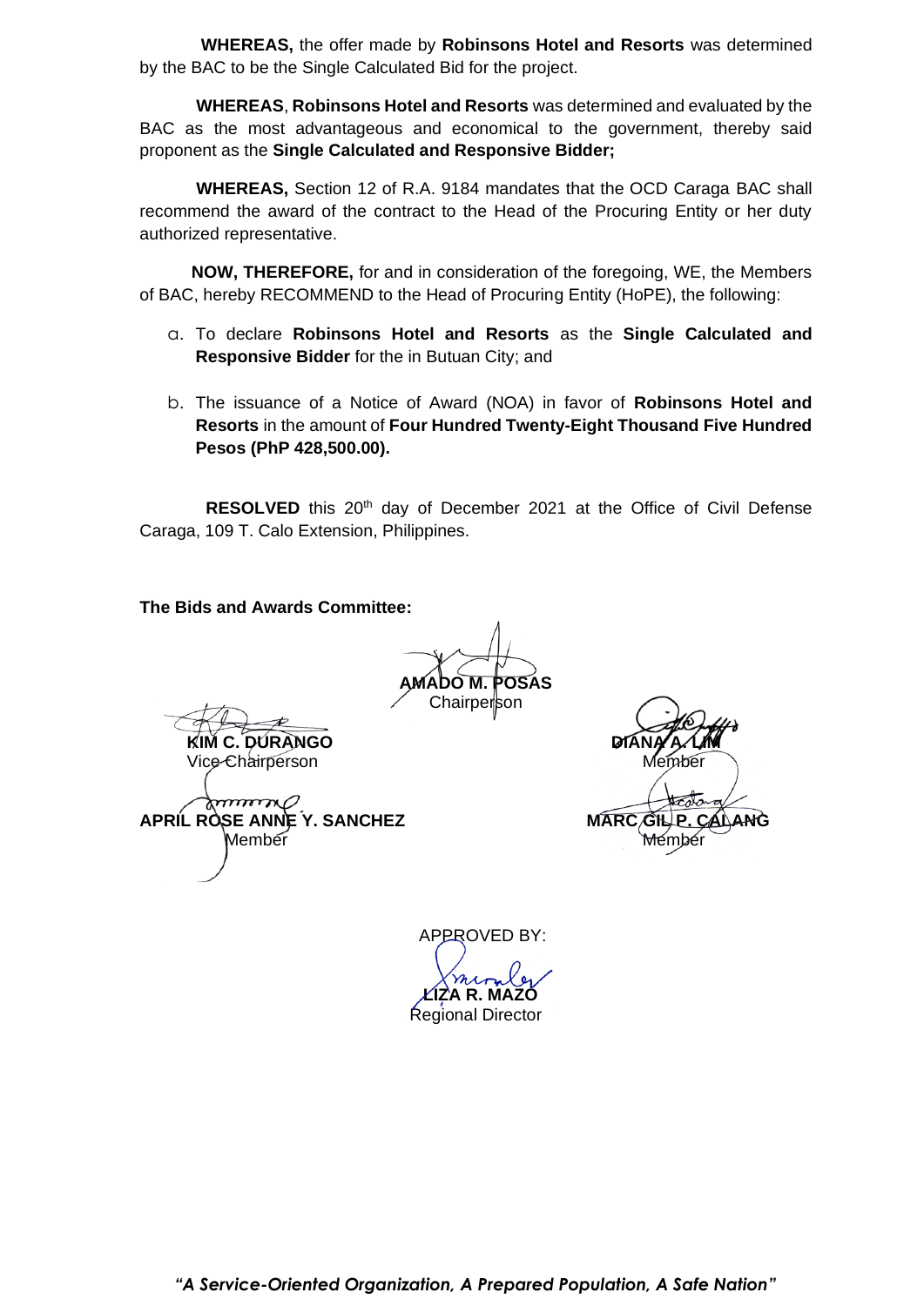**WHEREAS,** the offer made by **Robinsons Hotel and Resorts** was determined by the BAC to be the Single Calculated Bid for the project.

**WHEREAS**, **Robinsons Hotel and Resorts** was determined and evaluated by the BAC as the most advantageous and economical to the government, thereby said proponent as the **Single Calculated and Responsive Bidder;**

**WHEREAS,** Section 12 of R.A. 9184 mandates that the OCD Caraga BAC shall recommend the award of the contract to the Head of the Procuring Entity or her duty authorized representative.

**NOW, THEREFORE,** for and in consideration of the foregoing, WE, the Members of BAC, hereby RECOMMEND to the Head of Procuring Entity (HoPE), the following:

a. To declare **Robinsons Hotel and Resorts** as the **Single Calculated and Responsive Bidder** for the in Butuan City; and

b. The issuance of a Notice of Award (NOA) in favor of **Robinsons Hotel and Resorts** in the amount of **Four Hundred Twenty-Eight Thousand Five Hundred Pesos (PhP 428,500.00).**

**RESOLVED** this 20th day of December 2021 at the Office of Civil Defense Caraga, 109 T. Calo Extension, Philippines.

**The Bids and Awards Committee:**

**AMADO M. POSAS**
Chairperson

**KIM C. DURANGO**
Vice-Chairperson

**DIANA A. LIM**
Member

**APRIL ROSE ANNE Y. SANCHEZ**
Member

**MARC GIL P. CALANG**
Member

APPROVED BY:

**LIZA R. MAZO**
Regional Director

***"A Service-Oriented Organization, A Prepared Population, A Safe Nation"***